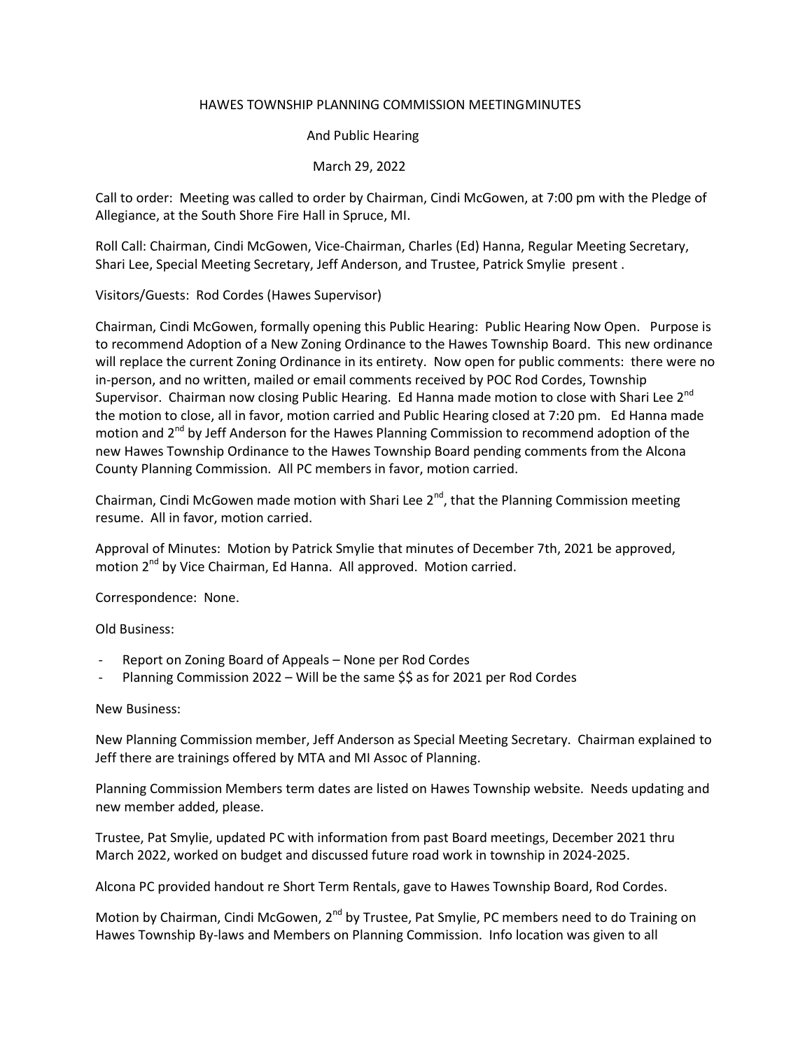# HAWES TOWNSHIP PLANNING COMMISSION MEETINGMINUTES

And Public Hearing

March 29, 2022

Call to order: Meeting was called to order by Chairman, Cindi McGowen, at 7:00 pm with the Pledge of Allegiance, at the South Shore Fire Hall in Spruce, MI.

Roll Call: Chairman, Cindi McGowen, Vice-Chairman, Charles (Ed) Hanna, Regular Meeting Secretary, Shari Lee, Special Meeting Secretary, Jeff Anderson, and Trustee, Patrick Smylie present .

Visitors/Guests: Rod Cordes (Hawes Supervisor)

Chairman, Cindi McGowen, formally opening this Public Hearing: Public Hearing Now Open. Purpose is to recommend Adoption of a New Zoning Ordinance to the Hawes Township Board. This new ordinance will replace the current Zoning Ordinance in its entirety. Now open for public comments: there were no in-person, and no written, mailed or email comments received by POC Rod Cordes, Township Supervisor. Chairman now closing Public Hearing. Ed Hanna made motion to close with Shari Lee 2nd the motion to close, all in favor, motion carried and Public Hearing closed at 7:20 pm. Ed Hanna made motion and 2nd by Jeff Anderson for the Hawes Planning Commission to recommend adoption of the new Hawes Township Ordinance to the Hawes Township Board pending comments from the Alcona County Planning Commission. All PC members in favor, motion carried.

Chairman, Cindi McGowen made motion with Shari Lee 2nd, that the Planning Commission meeting resume. All in favor, motion carried.

Approval of Minutes: Motion by Patrick Smylie that minutes of December 7th, 2021 be approved, motion 2nd by Vice Chairman, Ed Hanna. All approved. Motion carried.

Correspondence: None.

Old Business:

- Report on Zoning Board of Appeals – None per Rod Cordes
- Planning Commission 2022 – Will be the same $$ as for 2021 per Rod Cordes

New Business:

New Planning Commission member, Jeff Anderson as Special Meeting Secretary. Chairman explained to Jeff there are trainings offered by MTA and MI Assoc of Planning.

Planning Commission Members term dates are listed on Hawes Township website. Needs updating and new member added, please.

Trustee, Pat Smylie, updated PC with information from past Board meetings, December 2021 thru March 2022, worked on budget and discussed future road work in township in 2024-2025.

Alcona PC provided handout re Short Term Rentals, gave to Hawes Township Board, Rod Cordes.

Motion by Chairman, Cindi McGowen, 2nd by Trustee, Pat Smylie, PC members need to do Training on Hawes Township By-laws and Members on Planning Commission. Info location was given to all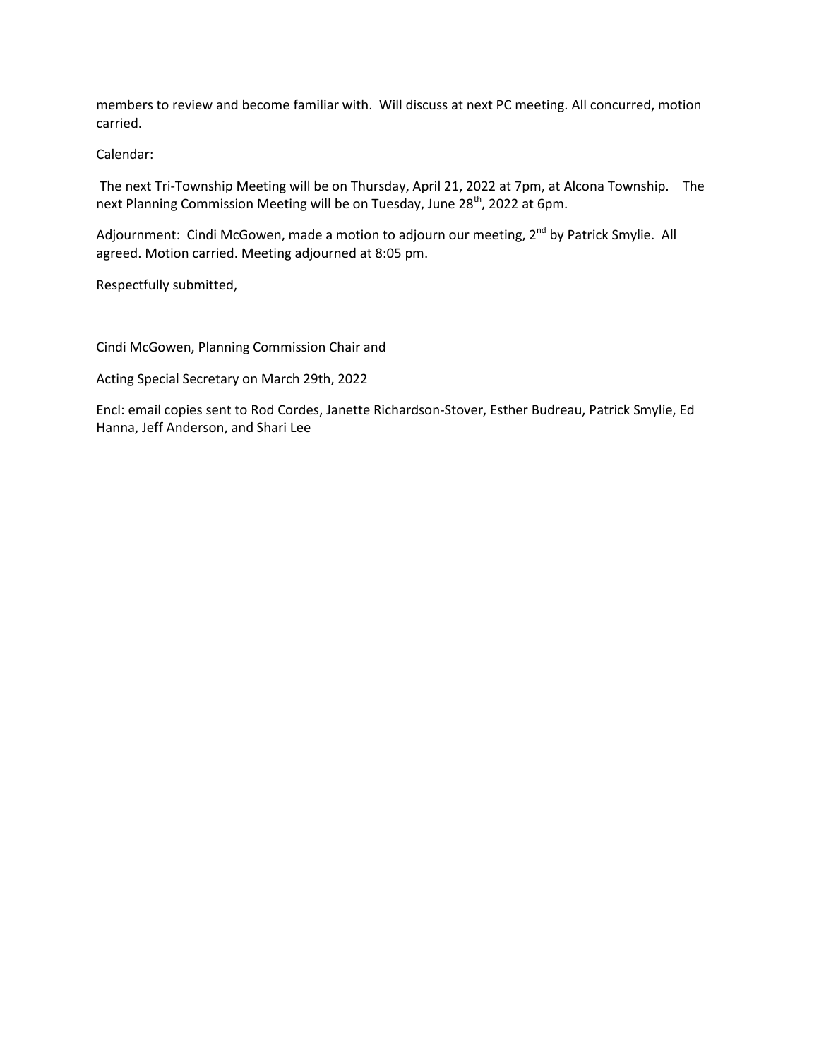members to review and become familiar with. Will discuss at next PC meeting. All concurred, motion carried.

Calendar:

The next Tri-Township Meeting will be on Thursday, April 21, 2022 at 7pm, at Alcona Township. The next Planning Commission Meeting will be on Tuesday, June 28th, 2022 at 6pm.

Adjournment: Cindi McGowen, made a motion to adjourn our meeting, 2nd by Patrick Smylie. All agreed. Motion carried. Meeting adjourned at 8:05 pm.

Respectfully submitted,

Cindi McGowen, Planning Commission Chair and

Acting Special Secretary on March 29th, 2022

Encl: email copies sent to Rod Cordes, Janette Richardson-Stover, Esther Budreau, Patrick Smylie, Ed Hanna, Jeff Anderson, and Shari Lee